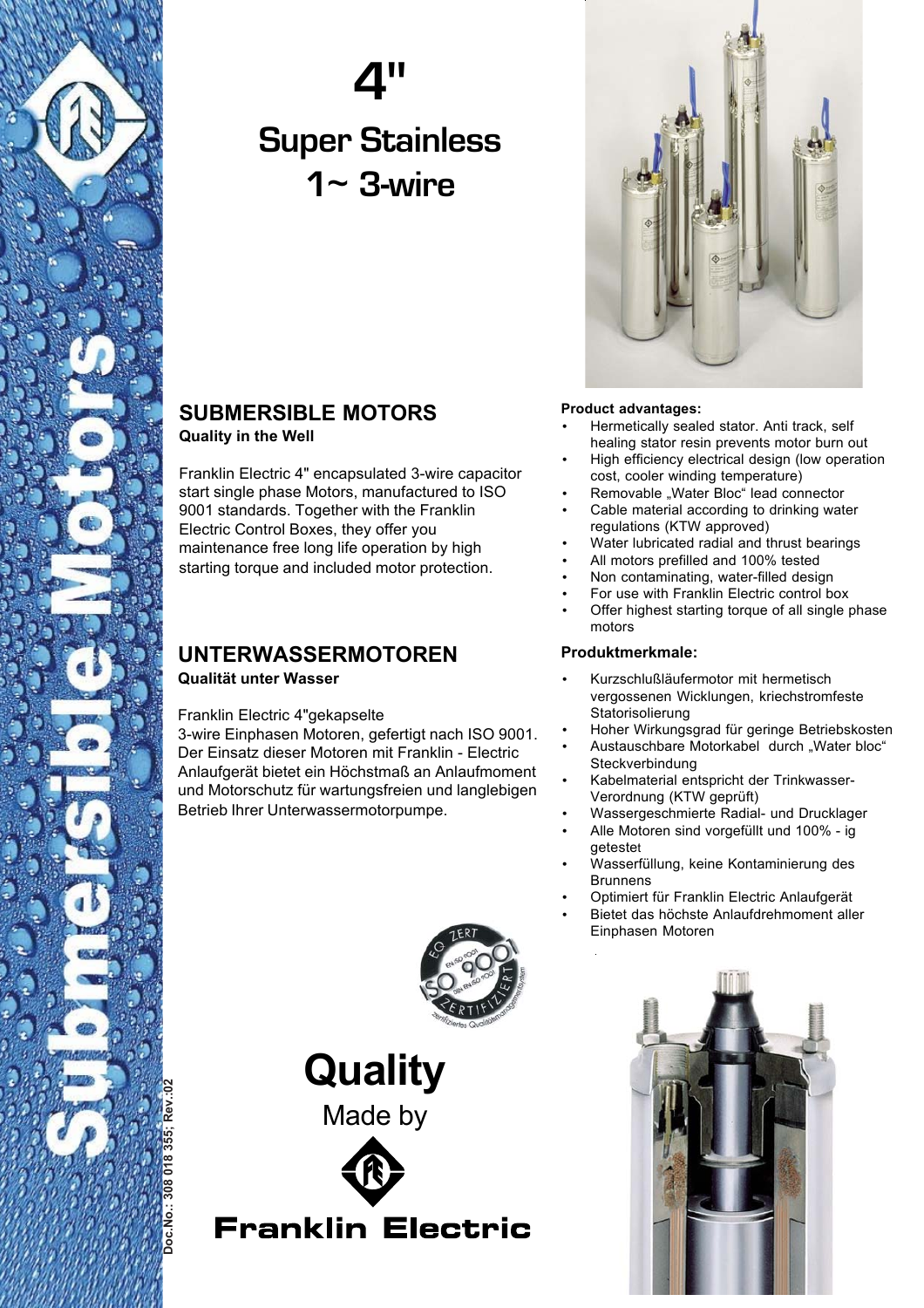# 4"

# Super Stainless 1~ 3-wire

## SUBMERSIBLE MOTORS

**Quality in the Well**

Franklin Electric 4" encapsulated 3-wire capacitor start single phase Motors, manufactured to ISO 9001 standards. Together with the Franklin Electric Control Boxes, they offer you maintenance free long life operation by high starting torque and included motor protection.

## UNTERWASSERMOTOREN

**Qualität unter Wasser**

Franklin Electric 4"gekapselte 3-wire Einphasen Motoren, gefertigt nach ISO 9001. Der Einsatz dieser Motoren mit Franklin - Electric Anlaufgerät bietet ein Höchstmaß an Anlaufmoment und Motorschutz für wartungsfreien und langlebigen Betrieb Ihrer Unterwassermotorpumpe.

**Product advantages:**

- Hermetically sealed stator. Anti track, self healing stator resin prevents motor burn out
- High efficiency electrical design (low operation cost, cooler winding temperature)
- Removable „Water Bloc" lead connector
- Cable material according to drinking water regulations (KTW approved)
- Water lubricated radial and thrust bearings
- All motors prefilled and 100% tested
- Non contaminating, water-filled design
- For use with Franklin Electric control box
- Offer highest starting torque of all single phase motors

**Produktmerkmale:**

- Kurzschlußläufermotor mit hermetisch vergossenen Wicklungen, kriechstromfeste Statorisolierung
- Hoher Wirkungsgrad für geringe Betriebskosten
- Austauschbare Motorkabel durch „Water bloc" Steckverbindung
- Kabelmaterial entspricht der Trinkwasser-Verordnung (KTW geprüft)
- Wassergeschmierte Radial- und Drucklager
- Alle Motoren sind vorgefüllt und 100% - ig getestet
- Wasserfüllung, keine Kontaminierung des Brunnens
- Optimiert für Franklin Electric Anlaufgerät
- Bietet das höchste Anlaufdrehmoment aller Einphasen Motoren

**Quality**

Made by

**Franklin Electric**

Doc.No.: 308 018 355; Rev.:02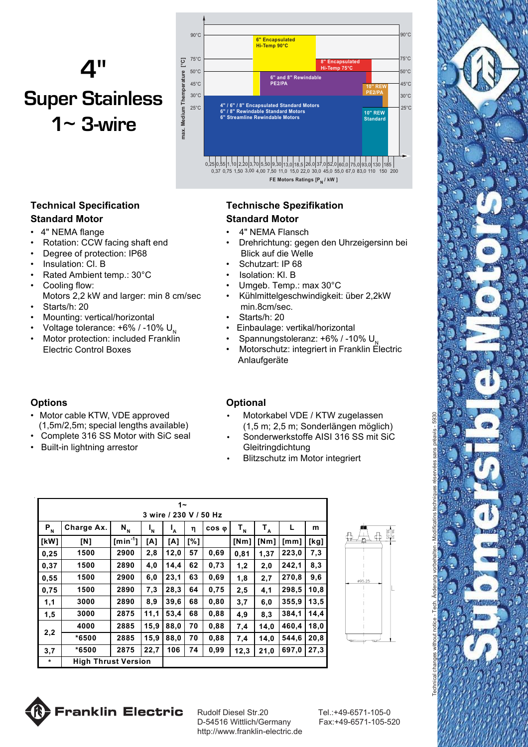# 4" Super Stainless 1~ 3-wire

## Technical Specification

### Standard Motor

- 4" NEMA flange
- Rotation: CCW facing shaft end
- Degree of protection: IP68
- Insulation: Cl. B
- Rated Ambient temp.: 30°C
- Cooling flow: Motors 2,2 kW and larger: min 8 cm/sec
- Starts/h: 20
- Mounting: vertical/horizontal
- Voltage tolerance: +6% / -10% $U_N$
- Motor protection: included Franklin Electric Control Boxes

## Technische Spezifikation

### Standard Motor

- 4" NEMA Flansch
- Drehrichtung: gegen den Uhrzeigersinn bei Blick auf die Welle
- Schutzart: IP 68
- Isolation: Kl. B
- Umgeb. Temp.: max 30°C
- Kühlmittelgeschwindigkeit: über 2,2kW min.8cm/sec.
- Starts/h: 20
- Einbaulage: vertikal/horizontal
- Spannungstoleranz: +6% / -10% $U_N$
- Motorschutz: integriert in Franklin Electric Anlaufgeräte

## Options

- Motor cable KTW, VDE approved (1,5m/2,5m; special lengths available)
- Complete 316 SS Motor with SiC seal
- Built-in lightning arrestor

## Optional

- Motorkabel VDE / KTW zugelassen (1,5 m; 2,5 m; Sonderlängen möglich)
- Sonderwerkstoffe AISI 316 SS mit SiC Gleitringdichtung
- Blitzschutz im Motor integriert

| 1~ 3 wire / 230 V / 50 Hz | | | | | | | | | | |
|---|---|---|---|---|---|---|---|---|---|---|
| $P_N$ | Charge Ax. | $N_N$ | $I_N$ | $I_A$ | η | cos φ | $T_N$ | $T_A$ | L | m |
| [kW] | [N] | [min$^{-1}$] | [A] | [A] | [%] | | [Nm] | [Nm] | [mm] | [kg] |
| 0,25 | 1500 | 2900 | 2,8 | 12,0 | 57 | 0,69 | 0,81 | 1,37 | 223,0 | 7,3 |
| 0,37 | 1500 | 2890 | 4,0 | 14,4 | 62 | 0,73 | 1,2 | 2,0 | 242,1 | 8,3 |
| 0,55 | 1500 | 2900 | 6,0 | 23,1 | 63 | 0,69 | 1,8 | 2,7 | 270,8 | 9,6 |
| 0,75 | 1500 | 2890 | 7,3 | 28,3 | 64 | 0,75 | 2,5 | 4,1 | 298,5 | 10,8 |
| 1,1 | 3000 | 2890 | 8,9 | 39,6 | 68 | 0,80 | 3,7 | 6,0 | 355,9 | 13,5 |
| 1,5 | 3000 | 2875 | 11,1 | 53,4 | 68 | 0,88 | 4,9 | 8,3 | 384,1 | 14,4 |
| 2,2 | 4000 | 2885 | 15,9 | 88,0 | 70 | 0,88 | 7,4 | 14,0 | 460,4 | 18,0 |
| | *6500 | 2885 | 15,9 | 88,0 | 70 | 0,88 | 7,4 | 14,0 | 544,6 | 20,8 |
| 3,7 | *6500 | 2875 | 22,7 | 106 | 74 | 0,99 | 12,3 | 21,0 | 697,0 | 27,3 |
| * | High Thrust Version | | | | | | | | | |

Franklin Electric
Rudolf Diesel Str.20
D-54516 Wittlich/Germany
http://www.franklin-electric.de
Tel.:+49-6571-105-0
Fax:+49-6571-105-520

Technical changes without notice - Tech. Änderung vorbehalten - Modificatins techniques réservées sans préavis - 5930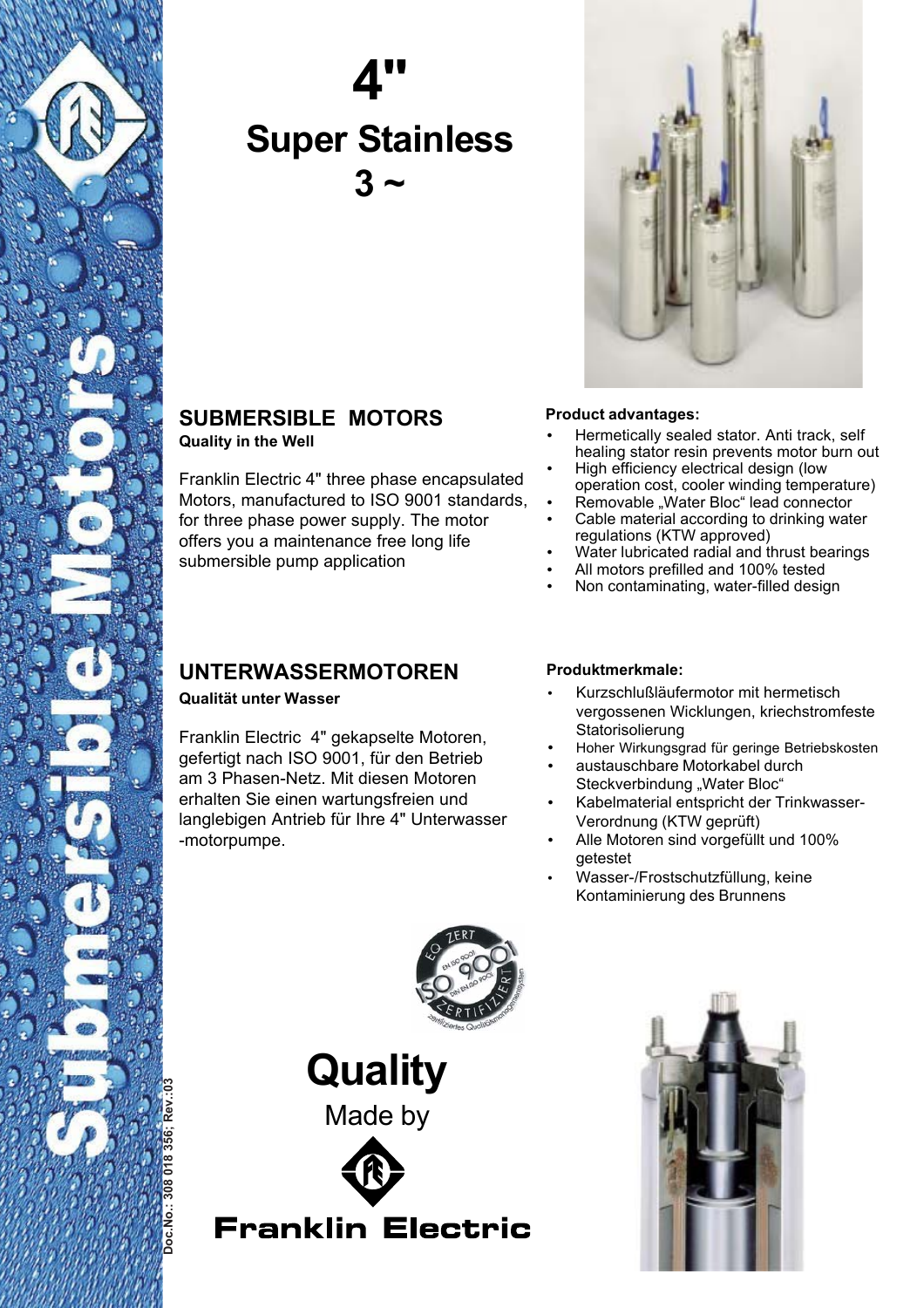# 4"

# Super Stainless

# 3 ~

## SUBMERSIBLE MOTORS

**Quality in the Well**

Franklin Electric 4" three phase encapsulated Motors, manufactured to ISO 9001 standards, for three phase power supply. The motor offers you a maintenance free long life submersible pump application

**Product advantages:**

- Hermetically sealed stator. Anti track, self healing stator resin prevents motor burn out
- High efficiency electrical design (low operation cost, cooler winding temperature)
- Removable „Water Bloc" lead connector
- Cable material according to drinking water regulations (KTW approved)
- Water lubricated radial and thrust bearings
- All motors prefilled and 100% tested
- Non contaminating, water-filled design

## UNTERWASSERMOTOREN

**Qualität unter Wasser**

Franklin Electric 4" gekapselte Motoren, gefertigt nach ISO 9001, für den Betrieb am 3 Phasen-Netz. Mit diesen Motoren erhalten Sie einen wartungsfreien und langlebigen Antrieb für Ihre 4" Unterwasser -motorpumpe.

**Produktmerkmale:**

- Kurzschlußläufermotor mit hermetisch vergossenen Wicklungen, kriechstromfeste Statorisolierung
- Hoher Wirkungsgrad für geringe Betriebskosten
- austauschbare Motorkabel durch Steckverbindung „Water Bloc"
- Kabelmaterial entspricht der Trinkwasser-Verordnung (KTW geprüft)
- Alle Motoren sind vorgefüllt und 100% getestet
- Wasser-/Frostschutzfüllung, keine Kontaminierung des Brunnens

**Quality**

Made by

**Franklin Electric**

Submersible Motors

Doc.No.: 308 018 356; Rev.:03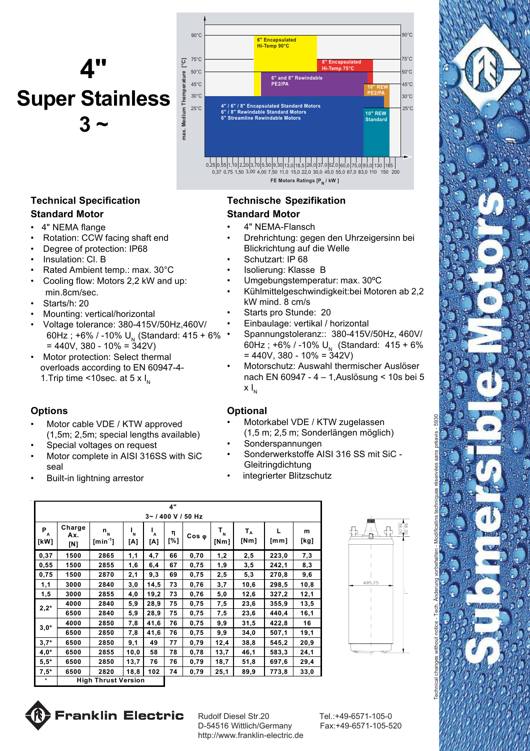# 4" Super Stainless 3 ~

90°C
75°C
50°C
45°C
30°C
25°C

max. Medium Themperature [°C]

6" Encapsulated Hi-Temp 90°C

8" Encapsulated Hi-Temp 75°C

6" and 8" Rewindable PE2/PA

10" REW PE2/PA

4" / 6" / 8" Encapsulated Standard Motors
6" / 8" Rewindable Standard Motors
6" Streamline Rewindable Motors

10" REW Standard

0,25 0,55 1,10 2,20 3,70 5,50 9,30 13,0 18,5 26,0 37,0 52,0 60,0 75,0 93,0 130 185
0,37 0,75 1,50 3,00 4,00 7,50 11,0 15,0 22,0 30,0 45,0 55,0 67,0 83,0 110 150 200

FE Motors Ratings [$P_N$ / kW]

## Technical Specification
### Standard Motor

- 4" NEMA flange
- Rotation: CCW facing shaft end
- Degree of protection: IP68
- Insulation: Cl. B
- Rated Ambient temp.: max. 30°C
- Cooling flow: Motors 2,2 kW and up: min.8cm/sec.
- Starts/h: 20
- Mounting: vertical/horizontal
- Voltage tolerance: 380-415V/50Hz,460V/ 60Hz ; +6% / -10% $U_N$ (Standard: 415 + 6% = 440V, 380 - 10% = 342V)
- Motor protection: Select thermal overloads according to EN 60947-4-1.Trip time <10sec. at 5 x $I_N$

## Options

- Motor cable VDE / KTW approved (1,5m; 2,5m; special lengths available)
- Special voltages on request
- Motor complete in AISI 316SS with SiC seal
- Built-in lightning arrestor

## Technische Spezifikation
### Standard Motor

- 4" NEMA-Flansch
- Drehrichtung: gegen den Uhrzeigersinn bei Blickrichtung auf die Welle
- Schutzart: IP 68
- Isolierung: Klasse B
- Umgebungstemperatur: max. 30ºC
- Kühlmittelgeschwindigkeit:bei Motoren ab 2,2 kW mind. 8 cm/s
- Starts pro Stunde: 20
- Einbaulage: vertikal / horizontal
- Spannungstoleranz:: 380-415V/50Hz, 460V/ 60Hz ; +6% / -10% $U_N$ (Standard: 415 + 6% = 440V, 380 - 10% = 342V)
- Motorschutz: Auswahl thermischer Auslöser nach EN 60947 - 4 – 1,Auslösung < 10s bei 5 x $I_N$

## Optional

- Motorkabel VDE / KTW zugelassen (1,5 m; 2,5 m; Sonderlängen möglich)
- Sonderspannungen
- Sonderwerkstoffe AISI 316 SS mit SiC - Gleitringdichtung
- integrierter Blitzschutz

**4"**
**3~ / 400 V / 50 Hz**

| $P_A$ [kW] | Charge Ax. [N] | $n_N$ [min$^{-1}$] | $I_N$ [A] | $I_A$ [A] | η [%] | Cos φ | $T_N$ [Nm] | $T_A$ [Nm] | L [mm] | m [kg] |
|---|---|---|---|---|---|---|---|---|---|---|
| 0,37 | 1500 | 2865 | 1,1 | 4,7 | 66 | 0,70 | 1,2 | 2,5 | 223,0 | 7,3 |
| 0,55 | 1500 | 2855 | 1,6 | 6,4 | 67 | 0,75 | 1,9 | 3,5 | 242,1 | 8,3 |
| 0,75 | 1500 | 2870 | 2,1 | 9,3 | 69 | 0,75 | 2,5 | 5,3 | 270,8 | 9,6 |
| 1,1 | 3000 | 2840 | 3,0 | 14,5 | 73 | 0,76 | 3,7 | 10,6 | 298,5 | 10,8 |
| 1,5 | 3000 | 2855 | 4,0 | 19,2 | 73 | 0,76 | 5,0 | 12,6 | 327,2 | 12,1 |
| 2,2* | 4000 | 2840 | 5,9 | 28,9 | 75 | 0,75 | 7,5 | 23,6 | 355,9 | 13,5 |
| | 6500 | 2840 | 5,9 | 28,9 | 75 | 0,75 | 7,5 | 23,6 | 440,4 | 16,1 |
| 3,0* | 4000 | 2850 | 7,8 | 41,6 | 76 | 0,75 | 9,9 | 31,5 | 422,8 | 16 |
| | 6500 | 2850 | 7,8 | 41,6 | 76 | 0,75 | 9,9 | 34,0 | 507,1 | 19,1 |
| 3,7* | 6500 | 2850 | 9,1 | 49 | 77 | 0,79 | 12,4 | 38,8 | 545,2 | 20,9 |
| 4,0* | 6500 | 2855 | 10,0 | 58 | 78 | 0,78 | 13,7 | 46,1 | 583,3 | 24,1 |
| 5,5* | 6500 | 2850 | 13,7 | 76 | 76 | 0,79 | 18,7 | 51,8 | 697,6 | 29,4 |
| 7,5* | 6500 | 2820 | 18,8 | 102 | 74 | 0,79 | 25,1 | 89,9 | 773,8 | 33,0 |
| * | High Thrust Version | | | | | | | | | |

ø95.25

38,35
38,0

Technical changes without notice - Tech. Änderung vorbehalten - Modificatins techniques réservées sans préavis - 5930

Submersible Motors

Franklin Electric

Rudolf Diesel Str.20
D-54516 Wittlich/Germany
http://www.franklin-electric.de

Tel.:+49-6571-105-0
Fax:+49-6571-105-520